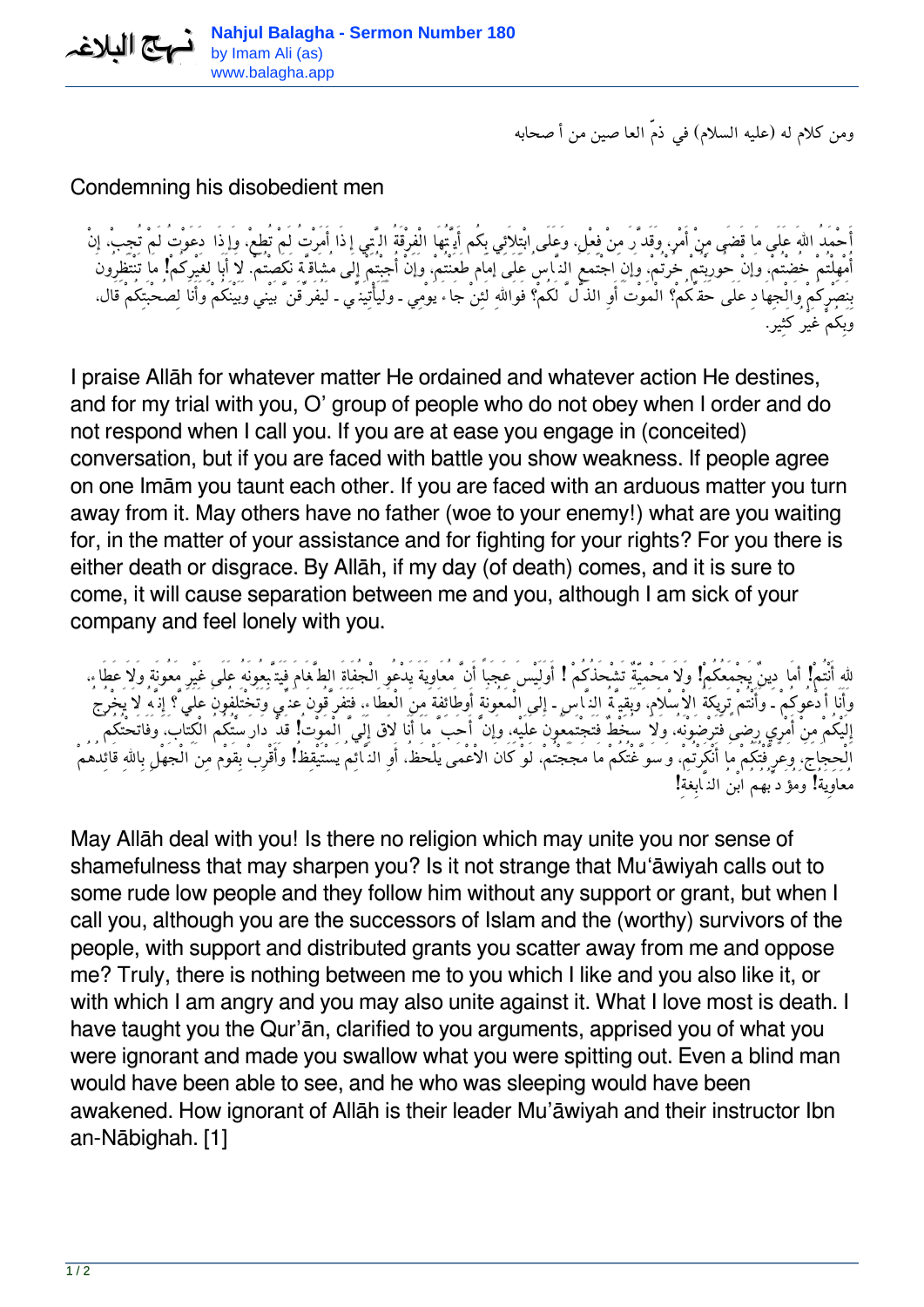ومن كلام له (عليه السلام) في ذمّ العا صين من أ صحابه

## Condemning his disobedient men

أَحْمَدُ اللهَ عَلَى مَا قَضَى مِنْ أَمْرٍ، وَقَدَّرَ مِنْ فِعْلٍ، وَعَلَى ابْتِلاَئِي بِكُم أَيَّتُهَا الْفِرْقَةُ الَّتِي إِذَا أَمَرْتُ لَمْ تُطِعْ، وَإِذَا دَعَوْتُ لَمْ تُجِبْ، إِنْ أُمْهِلْتُمْ خُضْتُمْ، وَإِنْ حُورِبْتُمْ خُرْتُمْ، وَإِنِ اجْتَمَعَ النَّاسُ عَلَى إِمَامٍ طَعَنْتُمْ، وَإِنْ أُجِئْتُمْ إِلَى مُشَاقَّةٍ نَكَصْتُمْ. لاَ أَبَا لِغَيْرِكُمْ! مَا تَنْتَظِرُونَ بِنَصْرِكُمْ وَالْجِهَادِ عَلَى حَقِّكُمْ؟ الْمَوْتَ أَوِ الذُّلَّ لَكُمْ؟ فَوَاللهِ لَئِنْ جَاءَ يَوْمِي ـ وَلَيَأْتِيَنِّي ـ لَيُفَرِّقَنَّ بَيْنِي وَبَيْنَكُمْ وَأَنَا لِصُحْبَتِكُمْ قَالٍ، وَبِكُمْ غَيْرُ كَثِيرٍ.

I praise Allāh for whatever matter He ordained and whatever action He destines, and for my trial with you, O' group of people who do not obey when I order and do not respond when I call you. If you are at ease you engage in (conceited) conversation, but if you are faced with battle you show weakness. If people agree on one Imām you taunt each other. If you are faced with an arduous matter you turn away from it. May others have no father (woe to your enemy!) what are you waiting for, in the matter of your assistance and for fighting for your rights? For you there is either death or disgrace. By Allāh, if my day (of death) comes, and it is sure to come, it will cause separation between me and you, although I am sick of your company and feel lonely with you.

للهِ أَنْتُمْ! أَمَا دِينٌ يَجْمَعُكُمْ! وَلاَ مَحْمِيَّةٌ تَشْحَذُكُمْ! أَوَلَيْسَ عَجَباً أَنَّ مُعَاوِيَةَ يَدْعُو الْجُفَاةَ الطَّغَامَ فَيَتَّبِعُونَهُ عَلَى غَيْرِ مَعُونَةٍ وَلاَ عَطَاءٍ، وَأَنَا أَدْعُوكُمْ ـ وَأَنْتُمْ تَرِيكَةُ الْإِسْلاَمِ، وَبَقِيَّةُ النَّاسِ ـ إِلَى الْمَعُونَةِ أَوطَائِفَةٍ مِنَ الْعَطَاءِ، فَتَفَرَّقُونَ عَنِّي وَتَخْتَلِفُونَ عَلَيَّ؟ إِنَّهُ لاَ يَخْرُجُ إِلَيْكُمْ مِنْ أَمْرِي رِضىً فَتَرْضَوْنَهُ، وَلاَ سُخْطٌ فَتَجْتَمِعُونَ عَلَيْهِ، وَإِنَّ أَحَبَّ مَا أَنَا لاَقٍ إِلَيَّ الْمَوْتُ! قَدْ دَارَسْتُكُمُ الْكِتَابَ، وَفَاتَحْتُكُمُ الْحِجَاجَ، وَعَرَّفْتُكُمْ مَا أَنْكَرْتُمْ، وَسَوَّغْتُكُمْ مَا مَجَجْتُمْ، لَوْ كَانَ الْأَعْمَى يَلْحَظُ، أَوِ النَّائِمُ يَسْتَيْقِظُ! وَأَقْرِبْ بِقَوْمٍ مِنَ الْجَهْلِ بِاللهِ قَائِدُهُمْ مُعَاوِيَةُ! وَمُؤَدِّبُهُمُ ابْنُ النَّابِغَةِ!

May Allāh deal with you! Is there no religion which may unite you nor sense of shamefulness that may sharpen you? Is it not strange that Mu'āwiyah calls out to some rude low people and they follow him without any support or grant, but when I call you, although you are the successors of Islam and the (worthy) survivors of the people, with support and distributed grants you scatter away from me and oppose me? Truly, there is nothing between me to you which I like and you also like it, or with which I am angry and you may also unite against it. What I love most is death. I have taught you the Qur'ān, clarified to you arguments, apprised you of what you were ignorant and made you swallow what you were spitting out. Even a blind man would have been able to see, and he who was sleeping would have been awakened. How ignorant of Allāh is their leader Mu'āwiyah and their instructor Ibn an-Nābighah. [1]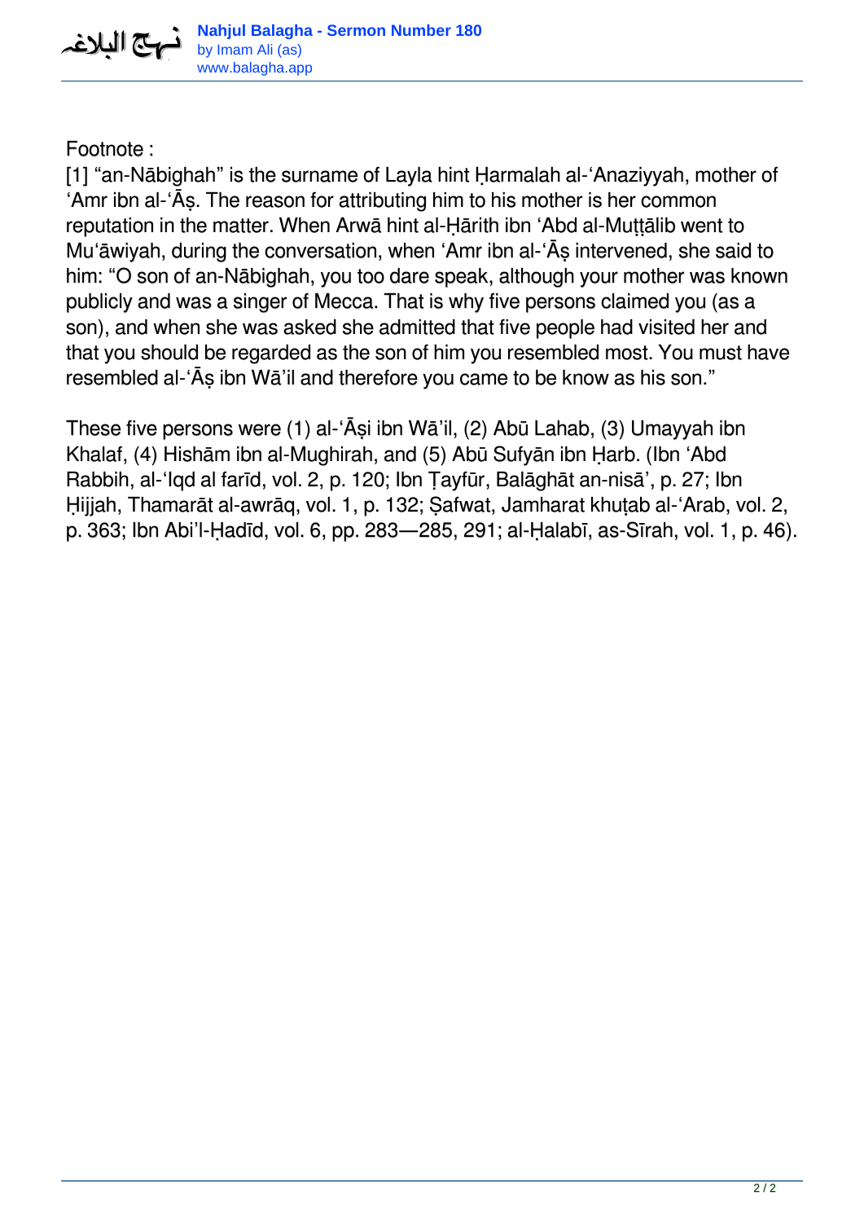Footnote :

[1] “an-Nābighah” is the surname of Layla hint Ḥarmalah al-‘Anaziyyah, mother of ‘Amr ibn al-‘Āṣ. The reason for attributing him to his mother is her common reputation in the matter. When Arwā hint al-Ḥārith ibn ‘Abd al-Muṭṭālib went to Mu‘āwiyah, during the conversation, when ‘Amr ibn al-‘Āṣ intervened, she said to him: “O son of an-Nābighah, you too dare speak, although your mother was known publicly and was a singer of Mecca. That is why five persons claimed you (as a son), and when she was asked she admitted that five people had visited her and that you should be regarded as the son of him you resembled most. You must have resembled al-‘Āṣ ibn Wā’il and therefore you came to be know as his son.”

These five persons were (1) al-‘Āṣi ibn Wā’il, (2) Abū Lahab, (3) Umayyah ibn Khalaf, (4) Hishām ibn al-Mughirah, and (5) Abū Sufyān ibn Ḥarb. (Ibn ‘Abd Rabbih, al-‘Iqd al farīd, vol. 2, p. 120; Ibn Ṭayfūr, Balāghāt an-nisā’, p. 27; Ibn Ḥijjah, Thamarāt al-awrāq, vol. 1, p. 132; Ṣafwat, Jamharat khuṭab al-‘Arab, vol. 2, p. 363; Ibn Abi’l-Ḥadīd, vol. 6, pp. 283—285, 291; al-Ḥalabī, as-Sīrah, vol. 1, p. 46).